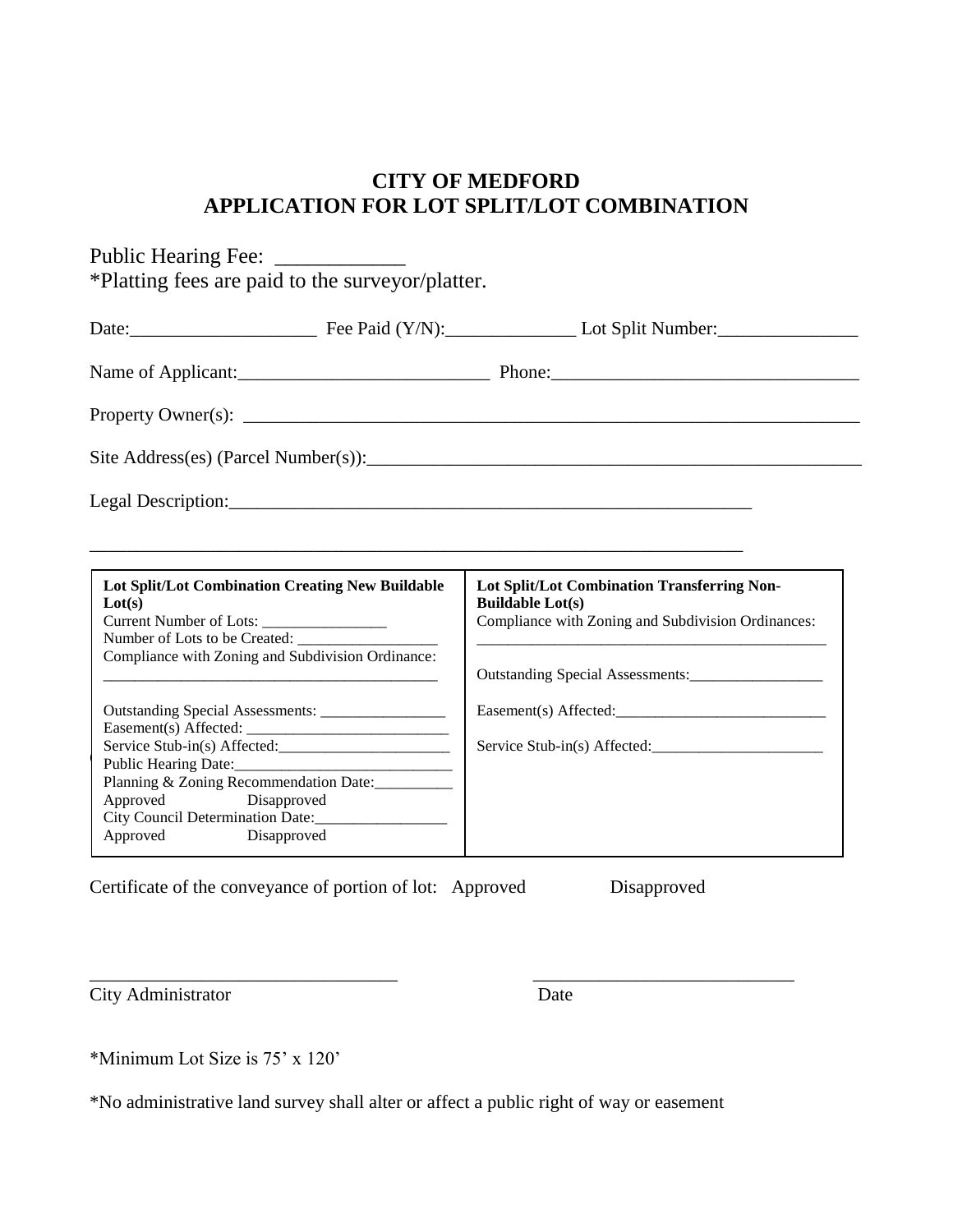# CITY OF MEDFORD
# APPLICATION FOR LOT SPLIT/LOT COMBINATION

Public Hearing Fee: ____________
*Platting fees are paid to the surveyor/platter.

Date:____________________ Fee Paid (Y/N):______________ Lot Split Number:_______________

Name of Applicant:___________________________ Phone:_________________________________

Property Owner(s): ____________________________________________________________________

Site Address(es) (Parcel Number(s)):_______________________________________________________

Legal Description:_________________________________________________________

_____________________________________________________________________________

| **Lot Split/Lot Combination Creating New Buildable Lot(s)** | **Lot Split/Lot Combination Transferring Non-Buildable Lot(s)** |
|---|---|
| Current Number of Lots: ________________<br>Number of Lots to be Created: __________________<br>Compliance with Zoning and Subdivision Ordinance:<br>____________________________________________<br><br>Outstanding Special Assessments: ________________<br>Easement(s) Affected: __________________________<br>Service Stub-in(s) Affected:______________________<br>Public Hearing Date:____________________________<br>Planning & Zoning Recommendation Date:__________<br>Approved Disapproved<br>City Council Determination Date:_________________<br>Approved Disapproved | Compliance with Zoning and Subdivision Ordinances:<br>____________________________________________<br><br>Outstanding Special Assessments:_________________<br><br>Easement(s) Affected:___________________________<br><br>Service Stub-in(s) Affected:______________________ |

Certificate of the conveyance of portion of lot: Approved Disapproved

_________________________________ ____________________________
City Administrator Date

*Minimum Lot Size is 75' x 120'

*No administrative land survey shall alter or affect a public right of way or easement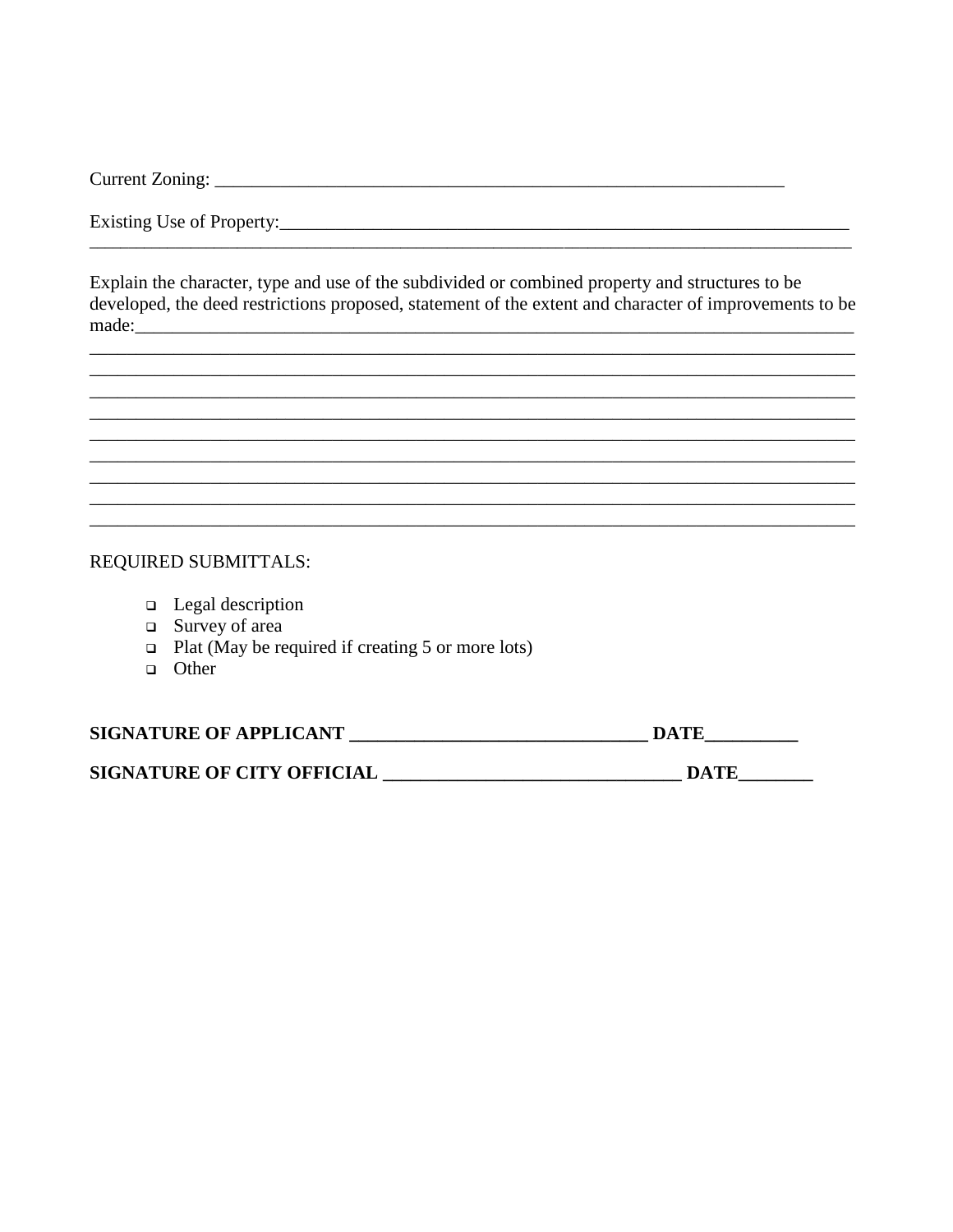Current Zoning: ___________________________________________________________

Existing Use of Property:___________________________________________________________
_____________________________________________________________________________________

Explain the character, type and use of the subdivided or combined property and structures to be developed, the deed restrictions proposed, statement of the extent and character of improvements to be made:___________________________________________________________________________
_____________________________________________________________________________________
_____________________________________________________________________________________
_____________________________________________________________________________________
_____________________________________________________________________________________
_____________________________________________________________________________________
_____________________________________________________________________________________
_____________________________________________________________________________________
_____________________________________________________________________________________
_____________________________________________________________________________________

REQUIRED SUBMITTALS:

- ☐ Legal description
- ☐ Survey of area
- ☐ Plat (May be required if creating 5 or more lots)
- ☐ Other

**SIGNATURE OF APPLICANT ________________________________ DATE__________**

**SIGNATURE OF CITY OFFICIAL ________________________________ DATE________**